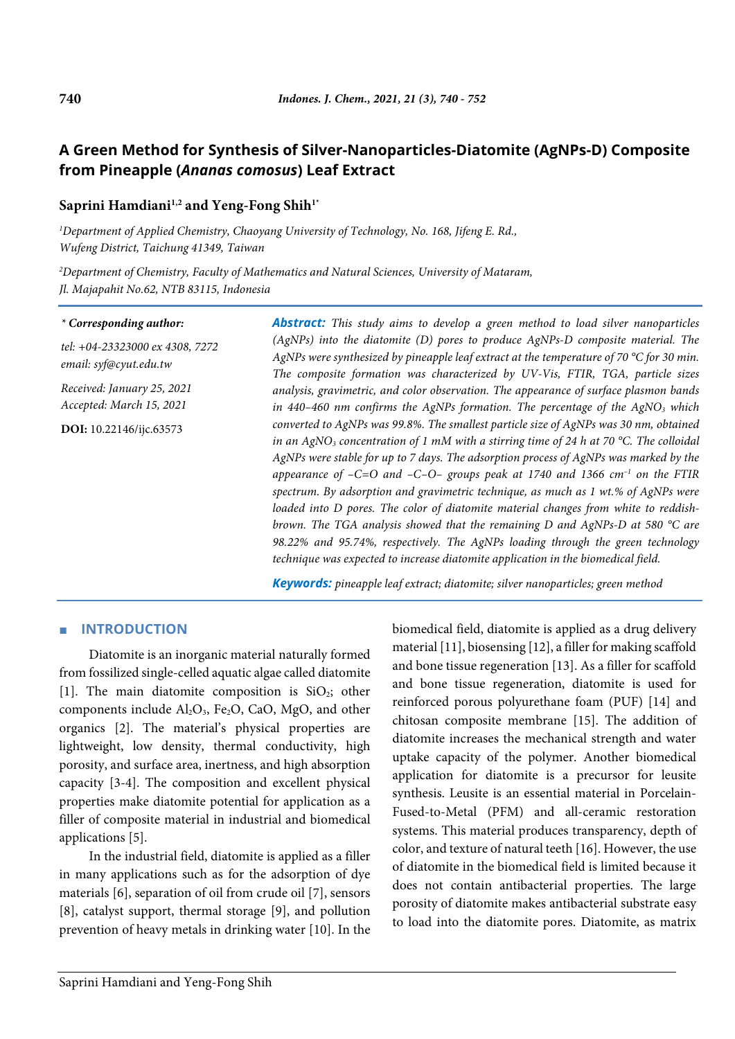# A Green Method for Synthesis of Silver-Nanoparticles-Diatomite (AgNPs-D) Composite from Pineapple (*Ananas comosus*) Leaf Extract

**Saprini Hamdiani[1,2] and Yeng-Fong Shih[1*]**

[1]*Department of Applied Chemistry, Chaoyang University of Technology, No. 168, Jifeng E. Rd., Wufeng District, Taichung 41349, Taiwan*

[2]*Department of Chemistry, Faculty of Mathematics and Natural Sciences, University of Mataram, Jl. Majapahit No.62, NTB 83115, Indonesia*

*** Corresponding author:**

*tel: +04-23323000 ex 4308, 7272*

*email: syf@cyut.edu.tw*

*Received: January 25, 2021*

*Accepted: March 15, 2021*

**DOI:** 10.22146/ijc.63573

***Abstract:*** *This study aims to develop a green method to load silver nanoparticles (AgNPs) into the diatomite (D) pores to produce AgNPs-D composite material. The AgNPs were synthesized by pineapple leaf extract at the temperature of 70 °C for 30 min. The composite formation was characterized by UV-Vis, FTIR, TGA, particle sizes analysis, gravimetric, and color observation. The appearance of surface plasmon bands in 440–460 nm confirms the AgNPs formation. The percentage of the $AgNO_3$ which converted to AgNPs was 99.8%. The smallest particle size of AgNPs was 30 nm, obtained in an $AgNO_3$ concentration of 1 mM with a stirring time of 24 h at 70 °C. The colloidal AgNPs were stable for up to 7 days. The adsorption process of AgNPs was marked by the appearance of –C=O and –C–O– groups peak at 1740 and 1366 $cm^{-1}$ on the FTIR spectrum. By adsorption and gravimetric technique, as much as 1 wt.% of AgNPs were loaded into D pores. The color of diatomite material changes from white to reddish-brown. The TGA analysis showed that the remaining D and AgNPs-D at 580 °C are 98.22% and 95.74%, respectively. The AgNPs loading through the green technology technique was expected to increase diatomite application in the biomedical field.*

***Keywords:*** *pineapple leaf extract; diatomite; silver nanoparticles; green method*

## INTRODUCTION

Diatomite is an inorganic material naturally formed from fossilized single-celled aquatic algae called diatomite [1]. The main diatomite composition is $SiO_2$; other components include $Al_2O_3$, $Fe_2O$, CaO, MgO, and other organics [2]. The material's physical properties are lightweight, low density, thermal conductivity, high porosity, and surface area, inertness, and high absorption capacity [3-4]. The composition and excellent physical properties make diatomite potential for application as a filler of composite material in industrial and biomedical applications [5].

In the industrial field, diatomite is applied as a filler in many applications such as for the adsorption of dye materials [6], separation of oil from crude oil [7], sensors [8], catalyst support, thermal storage [9], and pollution prevention of heavy metals in drinking water [10]. In the biomedical field, diatomite is applied as a drug delivery material [11], biosensing [12], a filler for making scaffold and bone tissue regeneration [13]. As a filler for scaffold and bone tissue regeneration, diatomite is used for reinforced porous polyurethane foam (PUF) [14] and chitosan composite membrane [15]. The addition of diatomite increases the mechanical strength and water uptake capacity of the polymer. Another biomedical application for diatomite is a precursor for leusite synthesis. Leusite is an essential material in Porcelain-Fused-to-Metal (PFM) and all-ceramic restoration systems. This material produces transparency, depth of color, and texture of natural teeth [16]. However, the use of diatomite in the biomedical field is limited because it does not contain antibacterial properties. The large porosity of diatomite makes antibacterial substrate easy to load into the diatomite pores. Diatomite, as matrix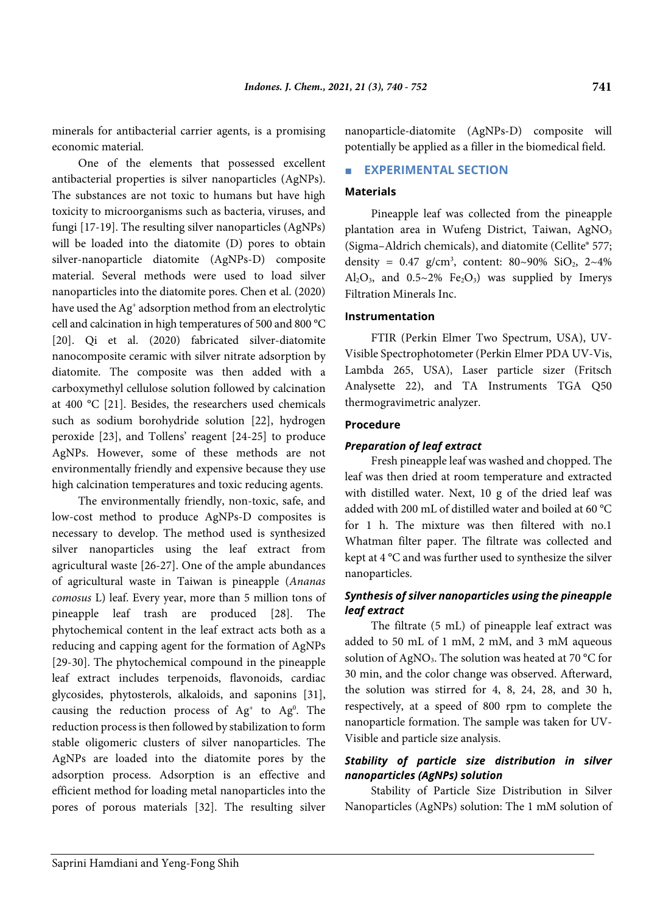minerals for antibacterial carrier agents, is a promising economic material.

One of the elements that possessed excellent antibacterial properties is silver nanoparticles (AgNPs). The substances are not toxic to humans but have high toxicity to microorganisms such as bacteria, viruses, and fungi [17-19]. The resulting silver nanoparticles (AgNPs) will be loaded into the diatomite (D) pores to obtain silver-nanoparticle diatomite (AgNPs-D) composite material. Several methods were used to load silver nanoparticles into the diatomite pores. Chen et al. (2020) have used the $Ag^+$ adsorption method from an electrolytic cell and calcination in high temperatures of 500 and 800 °C [20]. Qi et al. (2020) fabricated silver-diatomite nanocomposite ceramic with silver nitrate adsorption by diatomite. The composite was then added with a carboxymethyl cellulose solution followed by calcination at 400 °C [21]. Besides, the researchers used chemicals such as sodium borohydride solution [22], hydrogen peroxide [23], and Tollens' reagent [24-25] to produce AgNPs. However, some of these methods are not environmentally friendly and expensive because they use high calcination temperatures and toxic reducing agents.

The environmentally friendly, non-toxic, safe, and low-cost method to produce AgNPs-D composites is necessary to develop. The method used is synthesized silver nanoparticles using the leaf extract from agricultural waste [26-27]. One of the ample abundances of agricultural waste in Taiwan is pineapple (*Ananas comosus* L) leaf. Every year, more than 5 million tons of pineapple leaf trash are produced [28]. The phytochemical content in the leaf extract acts both as a reducing and capping agent for the formation of AgNPs [29-30]. The phytochemical compound in the pineapple leaf extract includes terpenoids, flavonoids, cardiac glycosides, phytosterols, alkaloids, and saponins [31], causing the reduction process of $Ag^+$ to $Ag^0$. The reduction process is then followed by stabilization to form stable oligomeric clusters of silver nanoparticles. The AgNPs are loaded into the diatomite pores by the adsorption process. Adsorption is an effective and efficient method for loading metal nanoparticles into the pores of porous materials [32]. The resulting silver nanoparticle-diatomite (AgNPs-D) composite will potentially be applied as a filler in the biomedical field.

## EXPERIMENTAL SECTION

### Materials

Pineapple leaf was collected from the pineapple plantation area in Wufeng District, Taiwan, $AgNO_3$ (Sigma–Aldrich chemicals), and diatomite (Cellite® 577; density = 0.47 g/cm³, content: 80~90% $SiO_2$, 2~4% $Al_2O_3$, and 0.5~2% $Fe_2O_3$) was supplied by Imerys Filtration Minerals Inc.

### Instrumentation

FTIR (Perkin Elmer Two Spectrum, USA), UV-Visible Spectrophotometer (Perkin Elmer PDA UV-Vis, Lambda 265, USA), Laser particle sizer (Fritsch Analysette 22), and TA Instruments TGA Q50 thermogravimetric analyzer.

### Procedure

#### *Preparation of leaf extract*

Fresh pineapple leaf was washed and chopped. The leaf was then dried at room temperature and extracted with distilled water. Next, 10 g of the dried leaf was added with 200 mL of distilled water and boiled at 60 °C for 1 h. The mixture was then filtered with no.1 Whatman filter paper. The filtrate was collected and kept at 4 °C and was further used to synthesize the silver nanoparticles.

#### *Synthesis of silver nanoparticles using the pineapple leaf extract*

The filtrate (5 mL) of pineapple leaf extract was added to 50 mL of 1 mM, 2 mM, and 3 mM aqueous solution of $AgNO_3$. The solution was heated at 70 °C for 30 min, and the color change was observed. Afterward, the solution was stirred for 4, 8, 24, 28, and 30 h, respectively, at a speed of 800 rpm to complete the nanoparticle formation. The sample was taken for UV-Visible and particle size analysis.

#### *Stability of particle size distribution in silver nanoparticles (AgNPs) solution*

Stability of Particle Size Distribution in Silver Nanoparticles (AgNPs) solution: The 1 mM solution of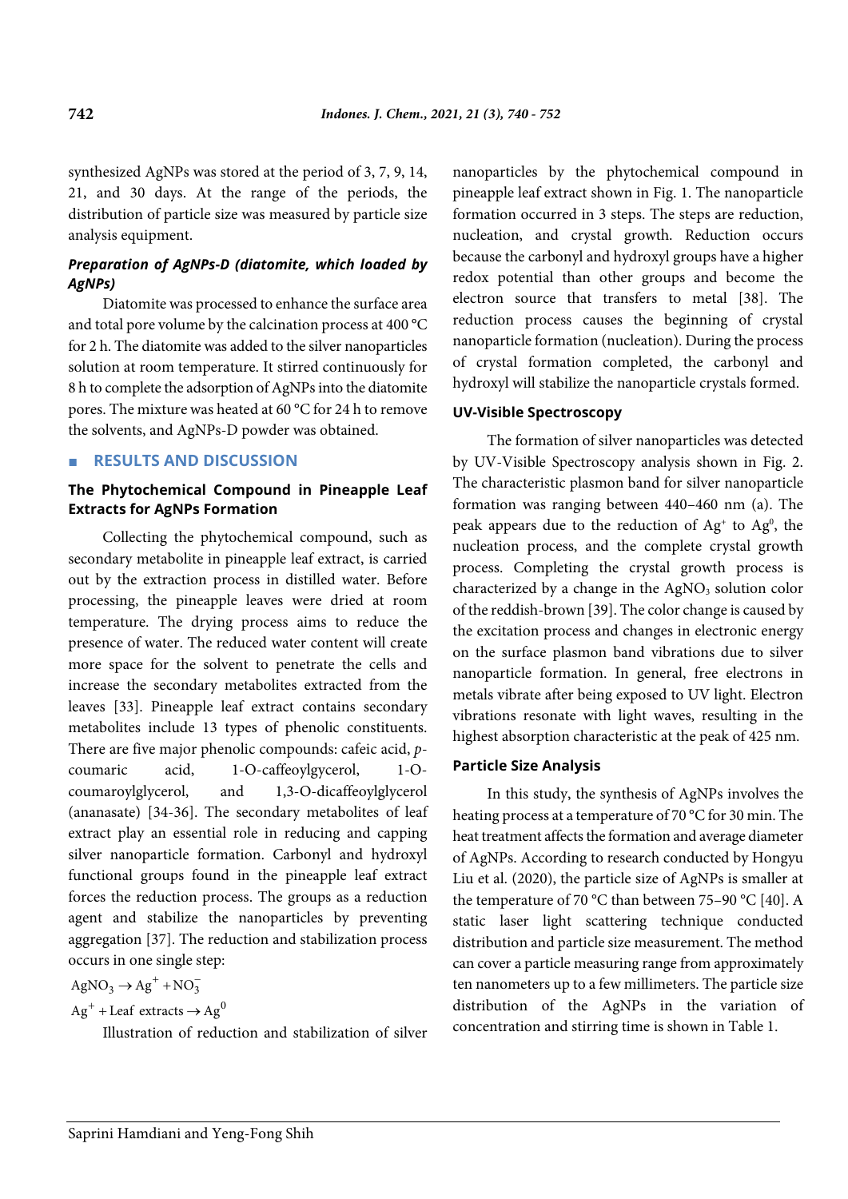synthesized AgNPs was stored at the period of 3, 7, 9, 14, 21, and 30 days. At the range of the periods, the distribution of particle size was measured by particle size analysis equipment.

### *Preparation of AgNPs-D (diatomite, which loaded by AgNPs)*

Diatomite was processed to enhance the surface area and total pore volume by the calcination process at 400 °C for 2 h. The diatomite was added to the silver nanoparticles solution at room temperature. It stirred continuously for 8 h to complete the adsorption of AgNPs into the diatomite pores. The mixture was heated at 60 °C for 24 h to remove the solvents, and AgNPs-D powder was obtained.

## RESULTS AND DISCUSSION

### The Phytochemical Compound in Pineapple Leaf Extracts for AgNPs Formation

Collecting the phytochemical compound, such as secondary metabolite in pineapple leaf extract, is carried out by the extraction process in distilled water. Before processing, the pineapple leaves were dried at room temperature. The drying process aims to reduce the presence of water. The reduced water content will create more space for the solvent to penetrate the cells and increase the secondary metabolites extracted from the leaves [33]. Pineapple leaf extract contains secondary metabolites include 13 types of phenolic constituents. There are five major phenolic compounds: cafeic acid, *p*-coumaric acid, 1-O-caffeoylgycerol, 1-O-coumaroylglycerol, and 1,3-O-dicaffeoylglycerol (ananasate) [34-36]. The secondary metabolites of leaf extract play an essential role in reducing and capping silver nanoparticle formation. Carbonyl and hydroxyl functional groups found in the pineapple leaf extract forces the reduction process. The groups as a reduction agent and stabilize the nanoparticles by preventing aggregation [37]. The reduction and stabilization process occurs in one single step:

$$AgNO_3 \rightarrow Ag^+ + NO_3^-$$

$$Ag^+ + \text{Leaf extracts} \rightarrow Ag^0$$

Illustration of reduction and stabilization of silver nanoparticles by the phytochemical compound in pineapple leaf extract shown in Fig. 1. The nanoparticle formation occurred in 3 steps. The steps are reduction, nucleation, and crystal growth. Reduction occurs because the carbonyl and hydroxyl groups have a higher redox potential than other groups and become the electron source that transfers to metal [38]. The reduction process causes the beginning of crystal nanoparticle formation (nucleation). During the process of crystal formation completed, the carbonyl and hydroxyl will stabilize the nanoparticle crystals formed.

### UV-Visible Spectroscopy

The formation of silver nanoparticles was detected by UV-Visible Spectroscopy analysis shown in Fig. 2. The characteristic plasmon band for silver nanoparticle formation was ranging between 440–460 nm (a). The peak appears due to the reduction of $Ag^+$ to $Ag^0$, the nucleation process, and the complete crystal growth process. Completing the crystal growth process is characterized by a change in the $AgNO_3$ solution color of the reddish-brown [39]. The color change is caused by the excitation process and changes in electronic energy on the surface plasmon band vibrations due to silver nanoparticle formation. In general, free electrons in metals vibrate after being exposed to UV light. Electron vibrations resonate with light waves, resulting in the highest absorption characteristic at the peak of 425 nm.

### Particle Size Analysis

In this study, the synthesis of AgNPs involves the heating process at a temperature of 70 °C for 30 min. The heat treatment affects the formation and average diameter of AgNPs. According to research conducted by Hongyu Liu et al. (2020), the particle size of AgNPs is smaller at the temperature of 70 °C than between 75–90 °C [40]. A static laser light scattering technique conducted distribution and particle size measurement. The method can cover a particle measuring range from approximately ten nanometers up to a few millimeters. The particle size distribution of the AgNPs in the variation of concentration and stirring time is shown in Table 1.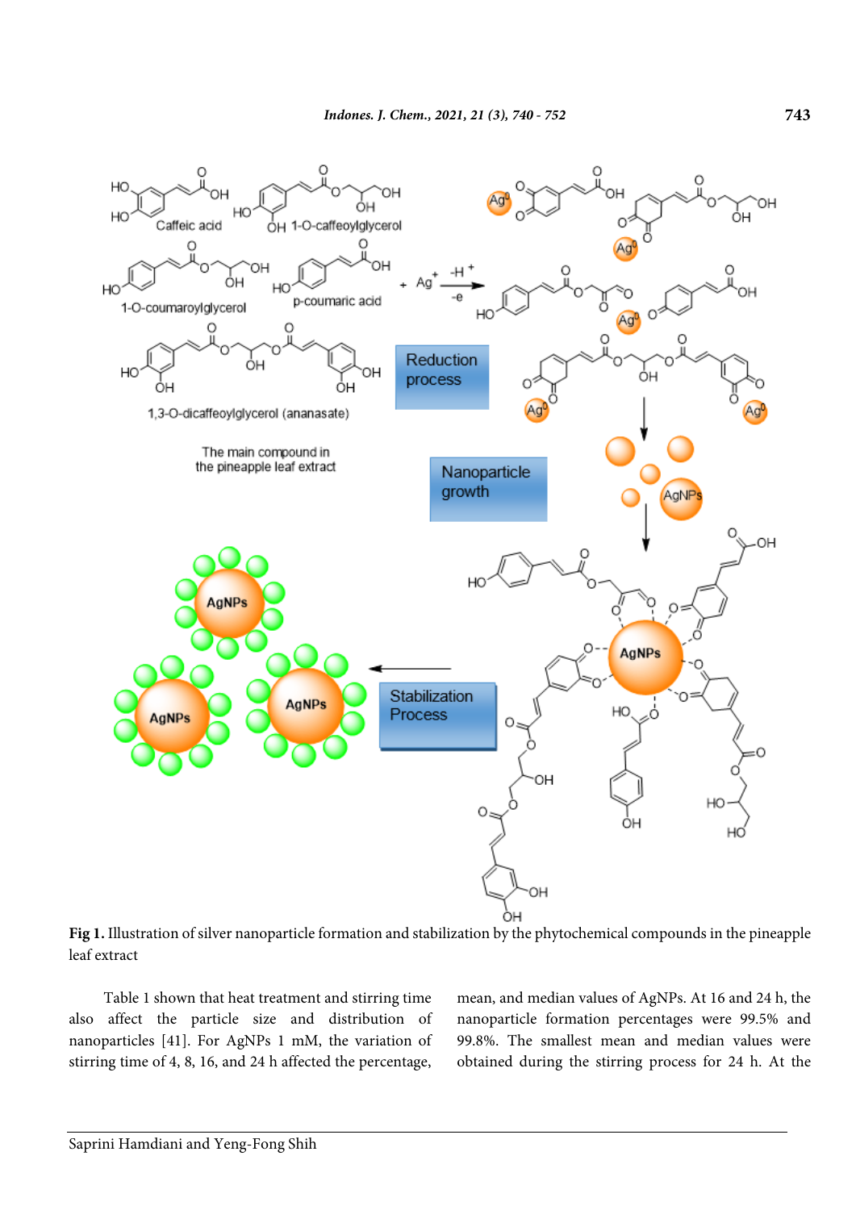**Fig 1.** Illustration of silver nanoparticle formation and stabilization by the phytochemical compounds in the pineapple leaf extract

Table 1 shown that heat treatment and stirring time also affect the particle size and distribution of nanoparticles [41]. For AgNPs 1 mM, the variation of stirring time of 4, 8, 16, and 24 h affected the percentage, mean, and median values of AgNPs. At 16 and 24 h, the nanoparticle formation percentages were 99.5% and 99.8%. The smallest mean and median values were obtained during the stirring process for 24 h. At the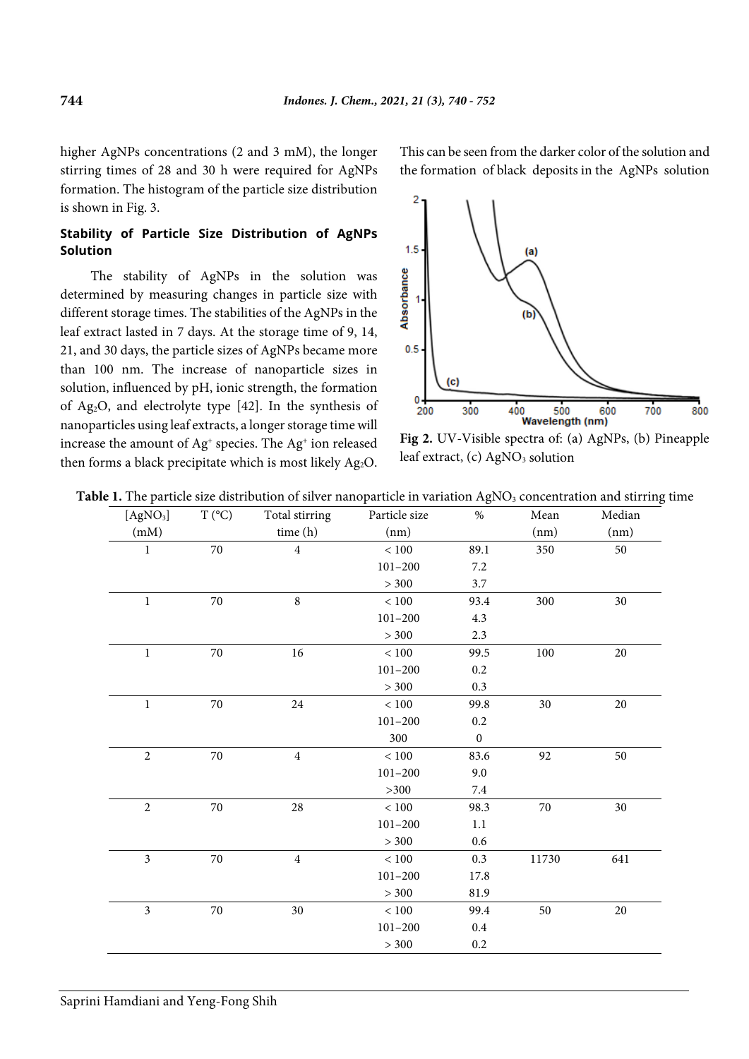higher AgNPs concentrations (2 and 3 mM), the longer stirring times of 28 and 30 h were required for AgNPs formation. The histogram of the particle size distribution is shown in Fig. 3.

### Stability of Particle Size Distribution of AgNPs Solution

The stability of AgNPs in the solution was determined by measuring changes in particle size with different storage times. The stabilities of the AgNPs in the leaf extract lasted in 7 days. At the storage time of 9, 14, 21, and 30 days, the particle sizes of AgNPs became more than 100 nm. The increase of nanoparticle sizes in solution, influenced by pH, ionic strength, the formation of $Ag_2O$, and electrolyte type [42]. In the synthesis of nanoparticles using leaf extracts, a longer storage time will increase the amount of $Ag^+$ species. The $Ag^+$ ion released then forms a black precipitate which is most likely $Ag_2O$. This can be seen from the darker color of the solution and the formation of black deposits in the AgNPs solution

**Fig 2.** UV-Visible spectra of: (a) AgNPs, (b) Pineapple leaf extract, (c) $AgNO_3$ solution

**Table 1.** The particle size distribution of silver nanoparticle in variation $AgNO_3$ concentration and stirring time

| [$AgNO_3$] (mM) | T (°C) | Total stirring time (h) | Particle size (nm) | % | Mean (nm) | Median (nm) |
|---|---|---|---|---|---|---|
| 1 | 70 | 4 | < 100 | 89.1 | 350 | 50 |
| | | | 101–200 | 7.2 | | |
| | | | > 300 | 3.7 | | |
| 1 | 70 | 8 | < 100 | 93.4 | 300 | 30 |
| | | | 101–200 | 4.3 | | |
| | | | > 300 | 2.3 | | |
| 1 | 70 | 16 | < 100 | 99.5 | 100 | 20 |
| | | | 101–200 | 0.2 | | |
| | | | > 300 | 0.3 | | |
| 1 | 70 | 24 | < 100 | 99.8 | 30 | 20 |
| | | | 101–200 | 0.2 | | |
| | | | 300 | 0 | | |
| 2 | 70 | 4 | < 100 | 83.6 | 92 | 50 |
| | | | 101–200 | 9.0 | | |
| | | | >300 | 7.4 | | |
| 2 | 70 | 28 | < 100 | 98.3 | 70 | 30 |
| | | | 101–200 | 1.1 | | |
| | | | > 300 | 0.6 | | |
| 3 | 70 | 4 | < 100 | 0.3 | 11730 | 641 |
| | | | 101–200 | 17.8 | | |
| | | | > 300 | 81.9 | | |
| 3 | 70 | 30 | < 100 | 99.4 | 50 | 20 |
| | | | 101–200 | 0.4 | | |
| | | | > 300 | 0.2 | | |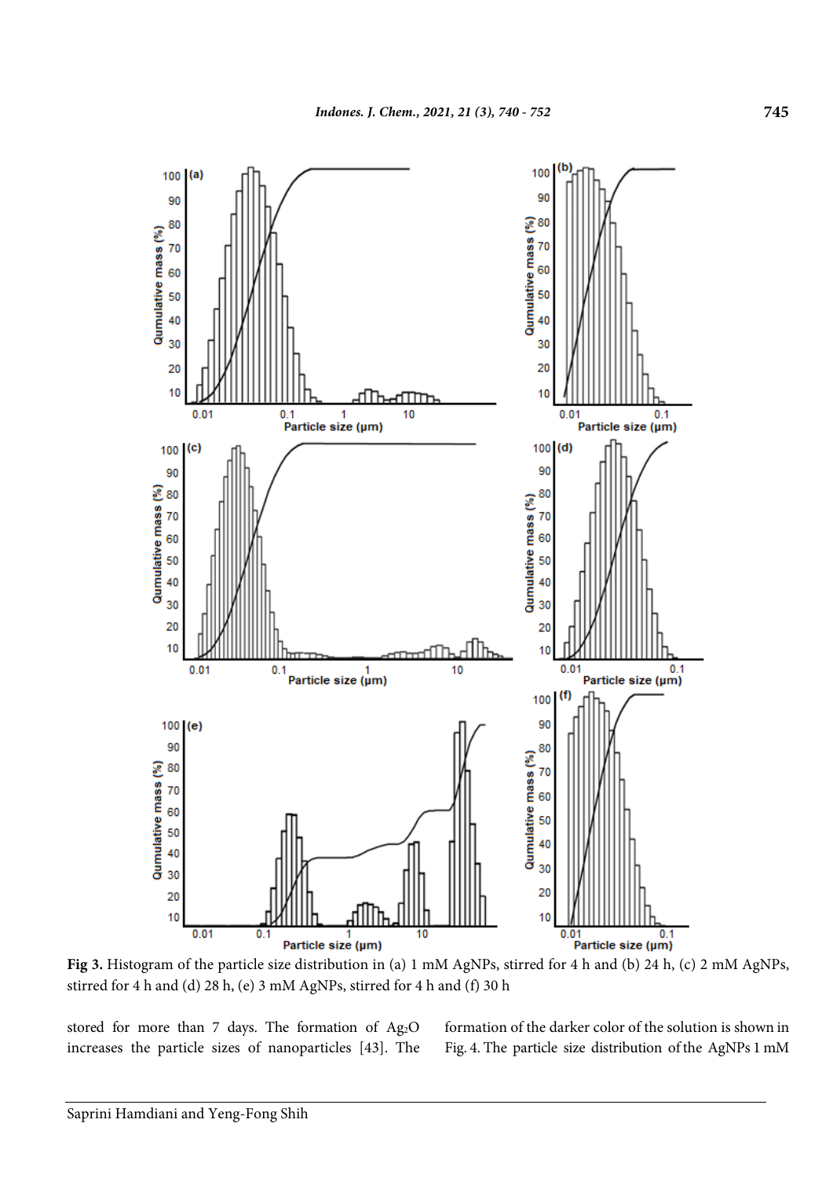**Fig 3.** Histogram of the particle size distribution in (a) 1 mM AgNPs, stirred for 4 h and (b) 24 h, (c) 2 mM AgNPs, stirred for 4 h and (d) 28 h, (e) 3 mM AgNPs, stirred for 4 h and (f) 30 h

stored for more than 7 days. The formation of $Ag_2O$ increases the particle sizes of nanoparticles [43]. The formation of the darker color of the solution is shown in Fig. 4. The particle size distribution of the AgNPs 1 mM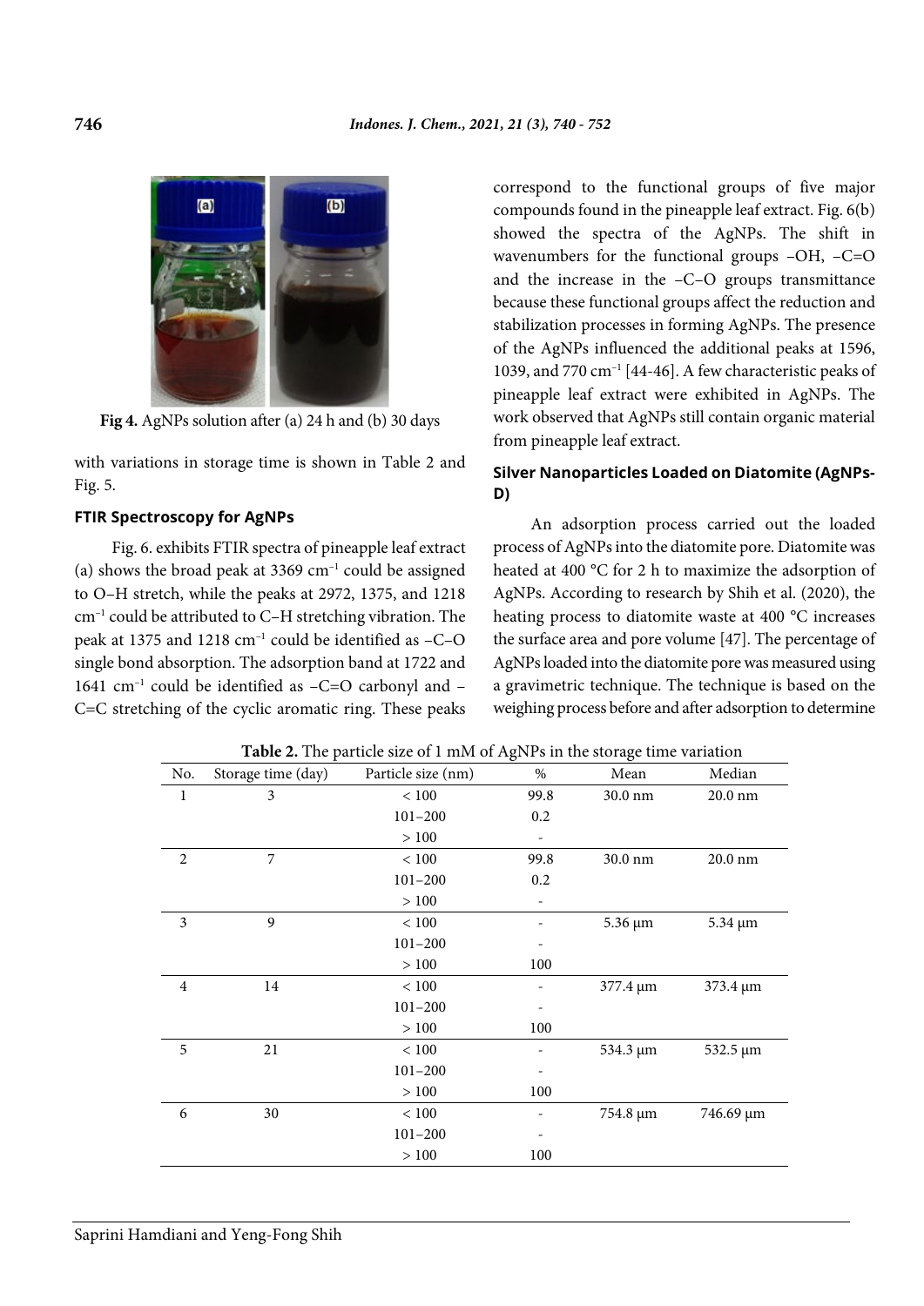Fig 4. AgNPs solution after (a) 24 h and (b) 30 days

with variations in storage time is shown in Table 2 and Fig. 5.

### FTIR Spectroscopy for AgNPs

Fig. 6. exhibits FTIR spectra of pineapple leaf extract (a) shows the broad peak at 3369 $cm^{-1}$ could be assigned to O–H stretch, while the peaks at 2972, 1375, and 1218 $cm^{-1}$ could be attributed to C–H stretching vibration. The peak at 1375 and 1218 $cm^{-1}$ could be identified as –C–O single bond absorption. The adsorption band at 1722 and 1641 $cm^{-1}$ could be identified as –C=O carbonyl and –C=C stretching of the cyclic aromatic ring. These peaks correspond to the functional groups of five major compounds found in the pineapple leaf extract. Fig. 6(b) showed the spectra of the AgNPs. The shift in wavenumbers for the functional groups –OH, –C=O and the increase in the –C–O groups transmittance because these functional groups affect the reduction and stabilization processes in forming AgNPs. The presence of the AgNPs influenced the additional peaks at 1596, 1039, and 770 $cm^{-1}$ [44-46]. A few characteristic peaks of pineapple leaf extract were exhibited in AgNPs. The work observed that AgNPs still contain organic material from pineapple leaf extract.

### Silver Nanoparticles Loaded on Diatomite (AgNPs-D)

An adsorption process carried out the loaded process of AgNPs into the diatomite pore. Diatomite was heated at 400 °C for 2 h to maximize the adsorption of AgNPs. According to research by Shih et al. (2020), the heating process to diatomite waste at 400 °C increases the surface area and pore volume [47]. The percentage of AgNPs loaded into the diatomite pore was measured using a gravimetric technique. The technique is based on the weighing process before and after adsorption to determine

**Table 2.** The particle size of 1 mM of AgNPs in the storage time variation

| No. | Storage time (day) | Particle size (nm) | % | Mean | Median |
|---|---|---|---|---|---|
| 1 | 3 | < 100 | 99.8 | 30.0 nm | 20.0 nm |
| | | 101–200 | 0.2 | | |
| | | > 100 | - | | |
| 2 | 7 | < 100 | 99.8 | 30.0 nm | 20.0 nm |
| | | 101–200 | 0.2 | | |
| | | > 100 | - | | |
| 3 | 9 | < 100 | - | 5.36 μm | 5.34 μm |
| | | 101–200 | - | | |
| | | > 100 | 100 | | |
| 4 | 14 | < 100 | - | 377.4 μm | 373.4 μm |
| | | 101–200 | - | | |
| | | > 100 | 100 | | |
| 5 | 21 | < 100 | - | 534.3 μm | 532.5 μm |
| | | 101–200 | - | | |
| | | > 100 | 100 | | |
| 6 | 30 | < 100 | - | 754.8 μm | 746.69 μm |
| | | 101–200 | - | | |
| | | > 100 | 100 | | |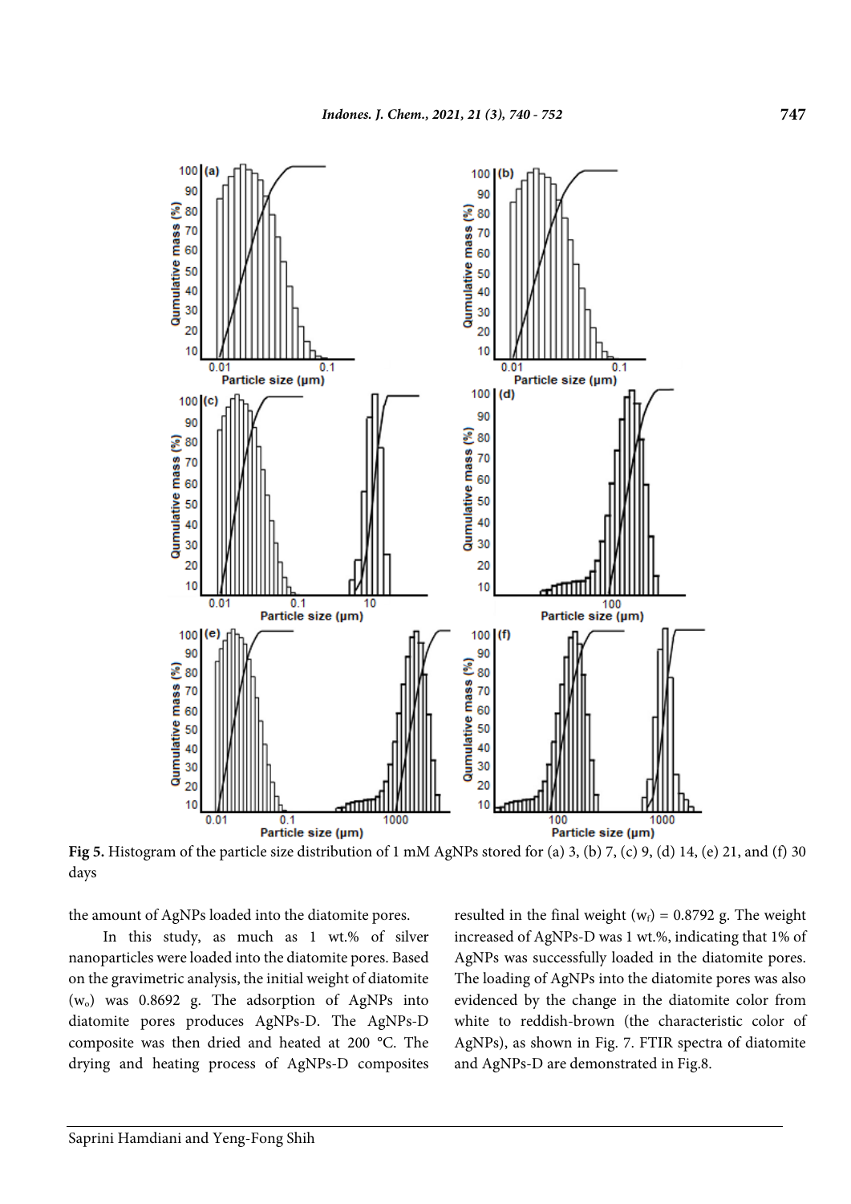**Fig 5.** Histogram of the particle size distribution of 1 mM AgNPs stored for (a) 3, (b) 7, (c) 9, (d) 14, (e) 21, and (f) 30 days

the amount of AgNPs loaded into the diatomite pores.

In this study, as much as 1 wt.% of silver nanoparticles were loaded into the diatomite pores. Based on the gravimetric analysis, the initial weight of diatomite ($w_o$) was 0.8692 g. The adsorption of AgNPs into diatomite pores produces AgNPs-D. The AgNPs-D composite was then dried and heated at 200 °C. The drying and heating process of AgNPs-D composites resulted in the final weight ($w_f$) = 0.8792 g. The weight increased of AgNPs-D was 1 wt.%, indicating that 1% of AgNPs was successfully loaded in the diatomite pores. The loading of AgNPs into the diatomite pores was also evidenced by the change in the diatomite color from white to reddish-brown (the characteristic color of AgNPs), as shown in Fig. 7. FTIR spectra of diatomite and AgNPs-D are demonstrated in Fig.8.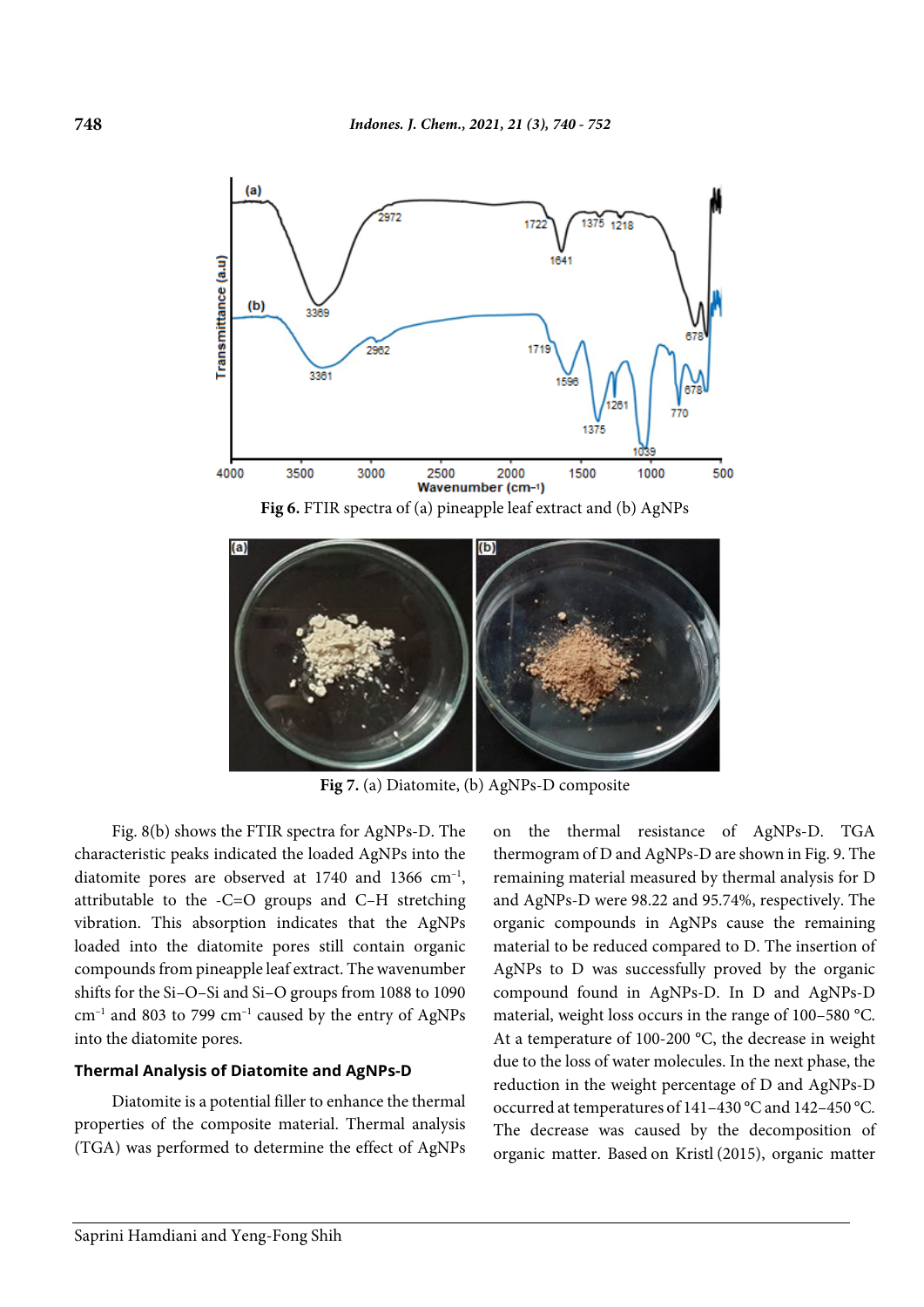Fig 6. FTIR spectra of (a) pineapple leaf extract and (b) AgNPs

Fig 7. (a) Diatomite, (b) AgNPs-D composite

Fig. 8(b) shows the FTIR spectra for AgNPs-D. The characteristic peaks indicated the loaded AgNPs into the diatomite pores are observed at 1740 and 1366 cm$^{-1}$, attributable to the -C=O groups and C–H stretching vibration. This absorption indicates that the AgNPs loaded into the diatomite pores still contain organic compounds from pineapple leaf extract. The wavenumber shifts for the Si–O–Si and Si–O groups from 1088 to 1090 cm$^{-1}$ and 803 to 799 cm$^{-1}$ caused by the entry of AgNPs into the diatomite pores.

### Thermal Analysis of Diatomite and AgNPs-D

Diatomite is a potential filler to enhance the thermal properties of the composite material. Thermal analysis (TGA) was performed to determine the effect of AgNPs on the thermal resistance of AgNPs-D. TGA thermogram of D and AgNPs-D are shown in Fig. 9. The remaining material measured by thermal analysis for D and AgNPs-D were 98.22 and 95.74%, respectively. The organic compounds in AgNPs cause the remaining material to be reduced compared to D. The insertion of AgNPs to D was successfully proved by the organic compound found in AgNPs-D. In D and AgNPs-D material, weight loss occurs in the range of 100–580 °C. At a temperature of 100-200 °C, the decrease in weight due to the loss of water molecules. In the next phase, the reduction in the weight percentage of D and AgNPs-D occurred at temperatures of 141–430 °C and 142–450 °C. The decrease was caused by the decomposition of organic matter. Based on Kristl (2015), organic matter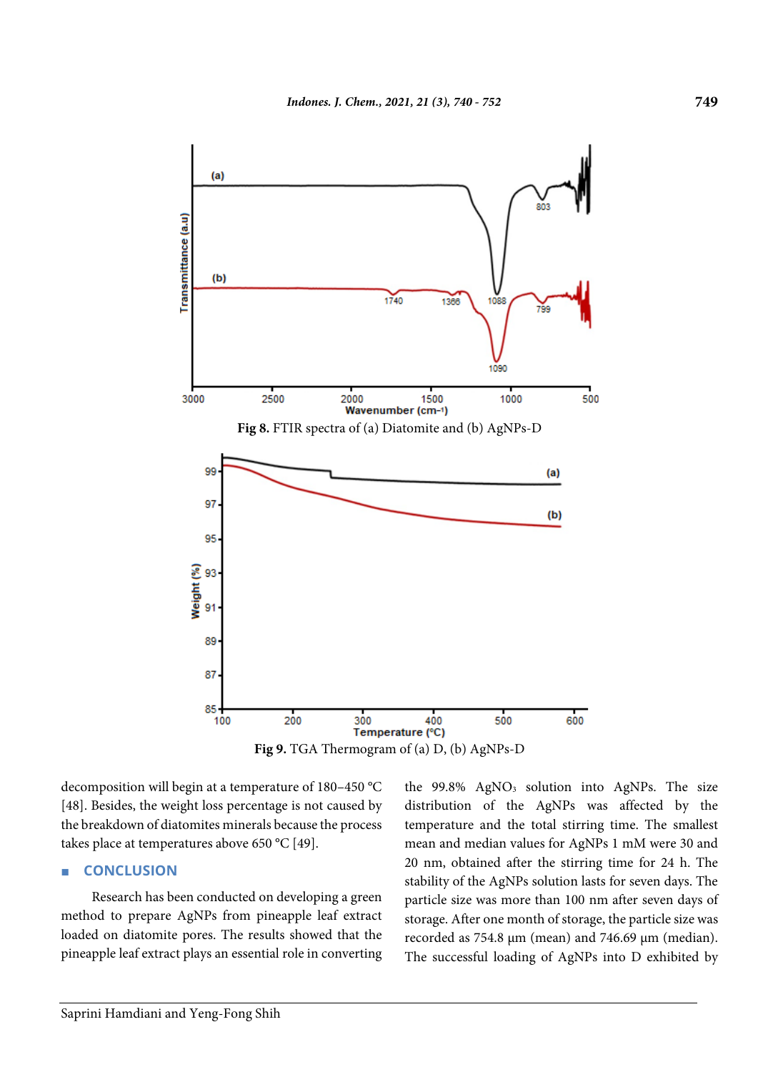Fig 8. FTIR spectra of (a) Diatomite and (b) AgNPs-D

Fig 9. TGA Thermogram of (a) D, (b) AgNPs-D

decomposition will begin at a temperature of 180–450 °C [48]. Besides, the weight loss percentage is not caused by the breakdown of diatomites minerals because the process takes place at temperatures above 650 °C [49].

## CONCLUSION

Research has been conducted on developing a green method to prepare AgNPs from pineapple leaf extract loaded on diatomite pores. The results showed that the pineapple leaf extract plays an essential role in converting the 99.8% $AgNO_3$ solution into AgNPs. The size distribution of the AgNPs was affected by the temperature and the total stirring time. The smallest mean and median values for AgNPs 1 mM were 30 and 20 nm, obtained after the stirring time for 24 h. The stability of the AgNPs solution lasts for seven days. The particle size was more than 100 nm after seven days of storage. After one month of storage, the particle size was recorded as 754.8 µm (mean) and 746.69 µm (median). The successful loading of AgNPs into D exhibited by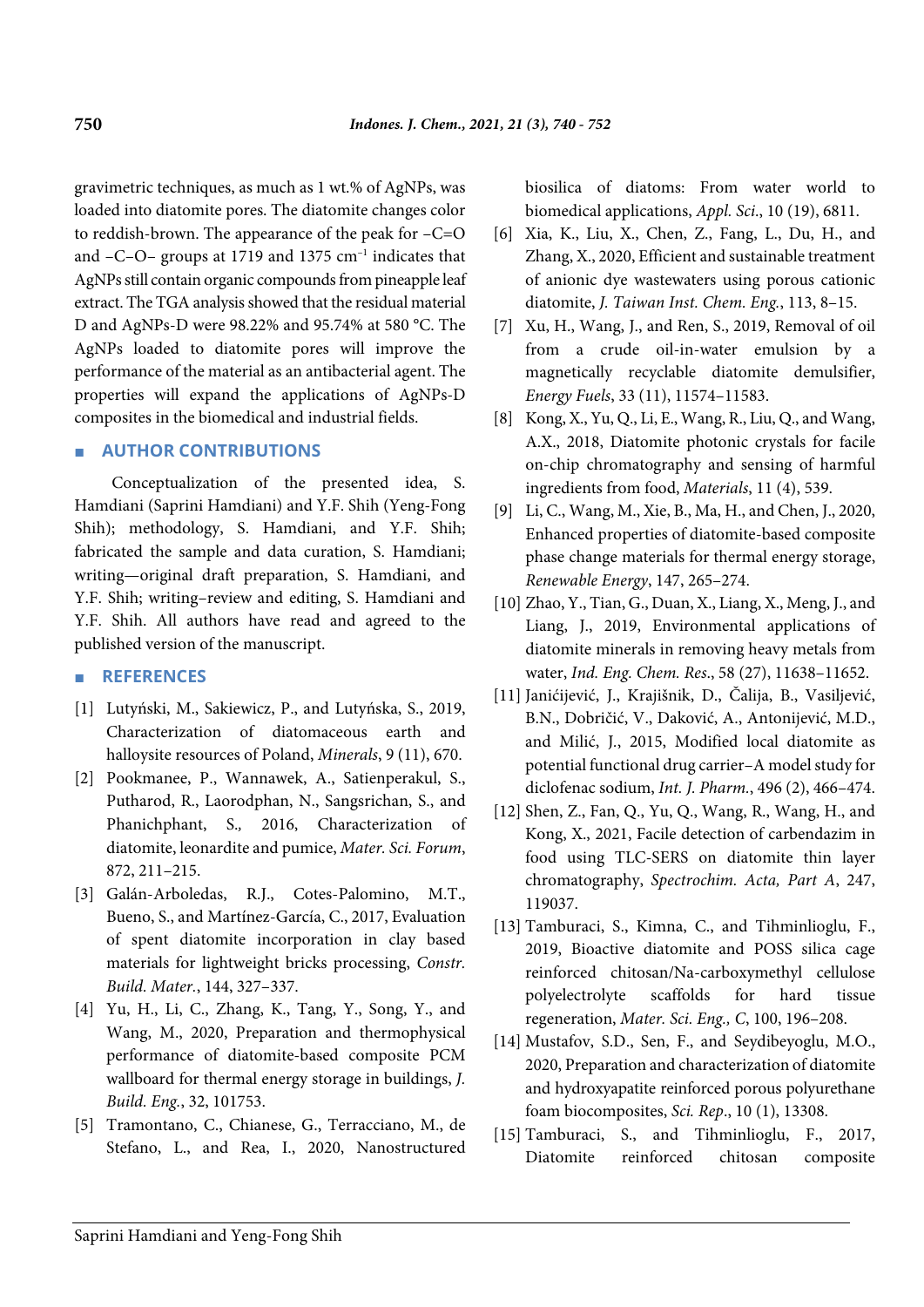gravimetric techniques, as much as 1 wt.% of AgNPs, was loaded into diatomite pores. The diatomite changes color to reddish-brown. The appearance of the peak for –C=O and –C–O– groups at 1719 and 1375 $cm^{-1}$ indicates that AgNPs still contain organic compounds from pineapple leaf extract. The TGA analysis showed that the residual material D and AgNPs-D were 98.22% and 95.74% at 580 °C. The AgNPs loaded to diatomite pores will improve the performance of the material as an antibacterial agent. The properties will expand the applications of AgNPs-D composites in the biomedical and industrial fields.

## AUTHOR CONTRIBUTIONS

Conceptualization of the presented idea, S. Hamdiani (Saprini Hamdiani) and Y.F. Shih (Yeng-Fong Shih); methodology, S. Hamdiani, and Y.F. Shih; fabricated the sample and data curation, S. Hamdiani; writing—original draft preparation, S. Hamdiani, and Y.F. Shih; writing–review and editing, S. Hamdiani and Y.F. Shih. All authors have read and agreed to the published version of the manuscript.

## REFERENCES

[1] Lutyński, M., Sakiewicz, P., and Lutyńska, S., 2019, Characterization of diatomaceous earth and halloysite resources of Poland, *Minerals*, 9 (11), 670.

[2] Pookmanee, P., Wannawek, A., Satienperakul, S., Putharod, R., Laorodphan, N., Sangsrichan, S., and Phanichphant, S., 2016, Characterization of diatomite, leonardite and pumice, *Mater. Sci. Forum*, 872, 211–215.

[3] Galán-Arboledas, R.J., Cotes-Palomino, M.T., Bueno, S., and Martínez-García, C., 2017, Evaluation of spent diatomite incorporation in clay based materials for lightweight bricks processing, *Constr. Build. Mater.*, 144, 327–337.

[4] Yu, H., Li, C., Zhang, K., Tang, Y., Song, Y., and Wang, M., 2020, Preparation and thermophysical performance of diatomite-based composite PCM wallboard for thermal energy storage in buildings, *J. Build. Eng.*, 32, 101753.

[5] Tramontano, C., Chianese, G., Terracciano, M., de Stefano, L., and Rea, I., 2020, Nanostructured biosilica of diatoms: From water world to biomedical applications, *Appl. Sci.*, 10 (19), 6811.

[6] Xia, K., Liu, X., Chen, Z., Fang, L., Du, H., and Zhang, X., 2020, Efficient and sustainable treatment of anionic dye wastewaters using porous cationic diatomite, *J. Taiwan Inst. Chem. Eng.*, 113, 8–15.

[7] Xu, H., Wang, J., and Ren, S., 2019, Removal of oil from a crude oil-in-water emulsion by a magnetically recyclable diatomite demulsifier, *Energy Fuels*, 33 (11), 11574–11583.

[8] Kong, X., Yu, Q., Li, E., Wang, R., Liu, Q., and Wang, A.X., 2018, Diatomite photonic crystals for facile on-chip chromatography and sensing of harmful ingredients from food, *Materials*, 11 (4), 539.

[9] Li, C., Wang, M., Xie, B., Ma, H., and Chen, J., 2020, Enhanced properties of diatomite-based composite phase change materials for thermal energy storage, *Renewable Energy*, 147, 265–274.

[10] Zhao, Y., Tian, G., Duan, X., Liang, X., Meng, J., and Liang, J., 2019, Environmental applications of diatomite minerals in removing heavy metals from water, *Ind. Eng. Chem. Res.*, 58 (27), 11638–11652.

[11] Janićijević, J., Krajišnik, D., Čalija, B., Vasiljević, B.N., Dobričić, V., Daković, A., Antonijević, M.D., and Milić, J., 2015, Modified local diatomite as potential functional drug carrier–A model study for diclofenac sodium, *Int. J. Pharm.*, 496 (2), 466–474.

[12] Shen, Z., Fan, Q., Yu, Q., Wang, R., Wang, H., and Kong, X., 2021, Facile detection of carbendazim in food using TLC-SERS on diatomite thin layer chromatography, *Spectrochim. Acta, Part A*, 247, 119037.

[13] Tamburaci, S., Kimna, C., and Tihminlioglu, F., 2019, Bioactive diatomite and POSS silica cage reinforced chitosan/Na-carboxymethyl cellulose polyelectrolyte scaffolds for hard tissue regeneration, *Mater. Sci. Eng., C*, 100, 196–208.

[14] Mustafov, S.D., Sen, F., and Seydibeyoglu, M.O., 2020, Preparation and characterization of diatomite and hydroxyapatite reinforced porous polyurethane foam biocomposites, *Sci. Rep.*, 10 (1), 13308.

[15] Tamburaci, S., and Tihminlioglu, F., 2017, Diatomite reinforced chitosan composite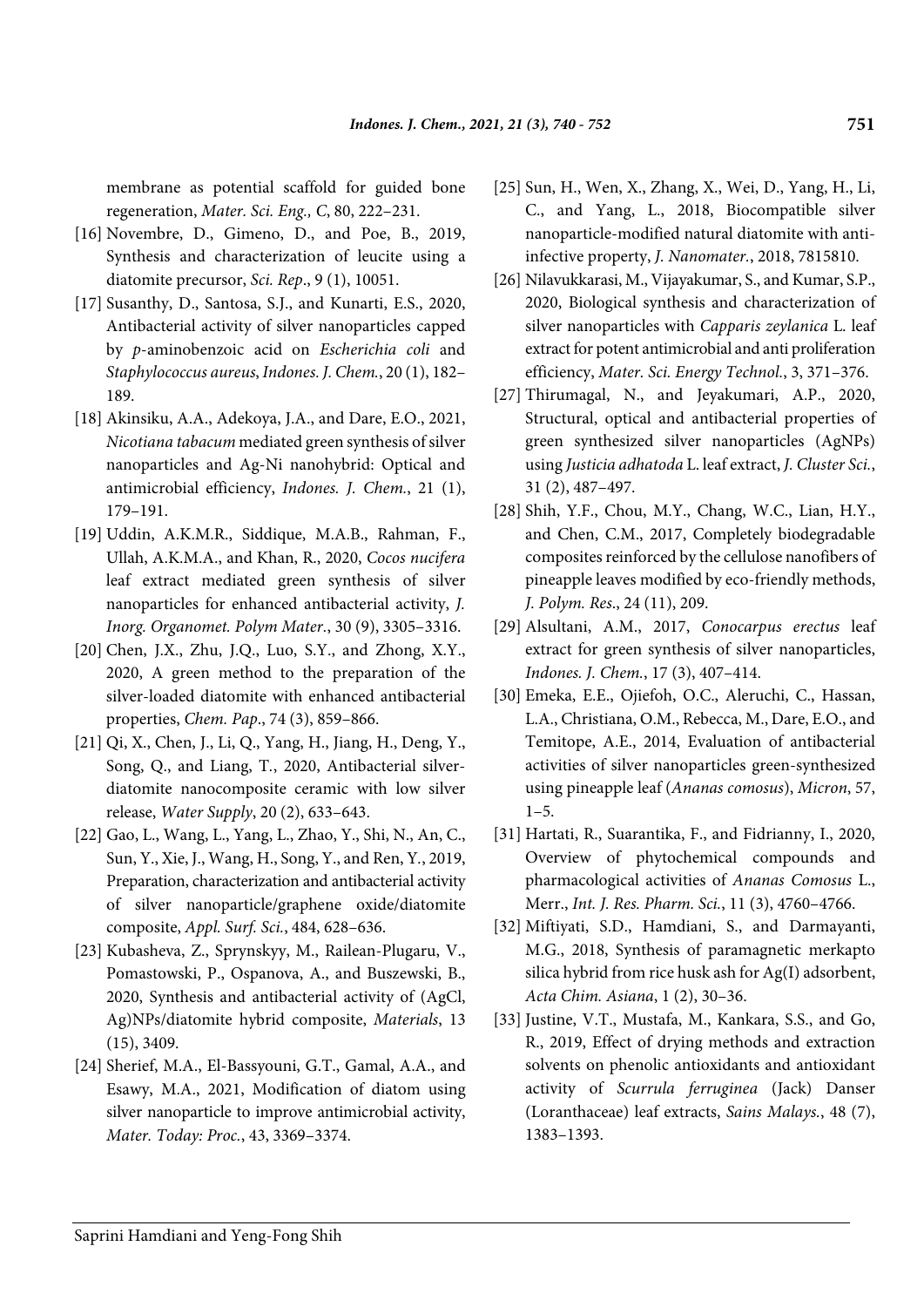membrane as potential scaffold for guided bone regeneration, *Mater. Sci. Eng., C*, 80, 222–231.

[16] Novembre, D., Gimeno, D., and Poe, B., 2019, Synthesis and characterization of leucite using a diatomite precursor, *Sci. Rep*., 9 (1), 10051.

[17] Susanthy, D., Santosa, S.J., and Kunarti, E.S., 2020, Antibacterial activity of silver nanoparticles capped by *p*-aminobenzoic acid on *Escherichia coli* and *Staphylococcus aureus*, *Indones. J. Chem.*, 20 (1), 182–189.

[18] Akinsiku, A.A., Adekoya, J.A., and Dare, E.O., 2021, *Nicotiana tabacum* mediated green synthesis of silver nanoparticles and Ag-Ni nanohybrid: Optical and antimicrobial efficiency, *Indones. J. Chem.*, 21 (1), 179–191.

[19] Uddin, A.K.M.R., Siddique, M.A.B., Rahman, F., Ullah, A.K.M.A., and Khan, R., 2020, *Cocos nucifera* leaf extract mediated green synthesis of silver nanoparticles for enhanced antibacterial activity, *J. Inorg. Organomet. Polym Mater*., 30 (9), 3305–3316.

[20] Chen, J.X., Zhu, J.Q., Luo, S.Y., and Zhong, X.Y., 2020, A green method to the preparation of the silver-loaded diatomite with enhanced antibacterial properties, *Chem. Pap*., 74 (3), 859–866.

[21] Qi, X., Chen, J., Li, Q., Yang, H., Jiang, H., Deng, Y., Song, Q., and Liang, T., 2020, Antibacterial silver-diatomite nanocomposite ceramic with low silver release, *Water Supply*, 20 (2), 633–643.

[22] Gao, L., Wang, L., Yang, L., Zhao, Y., Shi, N., An, C., Sun, Y., Xie, J., Wang, H., Song, Y., and Ren, Y., 2019, Preparation, characterization and antibacterial activity of silver nanoparticle/graphene oxide/diatomite composite, *Appl. Surf. Sci.*, 484, 628–636.

[23] Kubasheva, Z., Sprynskyy, M., Railean-Plugaru, V., Pomastowski, P., Ospanova, A., and Buszewski, B., 2020, Synthesis and antibacterial activity of (AgCl, Ag)NPs/diatomite hybrid composite, *Materials*, 13 (15), 3409.

[24] Sherief, M.A., El-Bassyouni, G.T., Gamal, A.A., and Esawy, M.A., 2021, Modification of diatom using silver nanoparticle to improve antimicrobial activity, *Mater. Today: Proc.*, 43, 3369–3374.

[25] Sun, H., Wen, X., Zhang, X., Wei, D., Yang, H., Li, C., and Yang, L., 2018, Biocompatible silver nanoparticle-modified natural diatomite with anti-infective property, *J. Nanomater.*, 2018, 7815810.

[26] Nilavukkarasi, M., Vijayakumar, S., and Kumar, S.P., 2020, Biological synthesis and characterization of silver nanoparticles with *Capparis zeylanica* L. leaf extract for potent antimicrobial and anti proliferation efficiency, *Mater. Sci. Energy Technol.*, 3, 371–376.

[27] Thirumagal, N., and Jeyakumari, A.P., 2020, Structural, optical and antibacterial properties of green synthesized silver nanoparticles (AgNPs) using *Justicia adhatoda* L. leaf extract, *J. Cluster Sci.*, 31 (2), 487–497.

[28] Shih, Y.F., Chou, M.Y., Chang, W.C., Lian, H.Y., and Chen, C.M., 2017, Completely biodegradable composites reinforced by the cellulose nanofibers of pineapple leaves modified by eco-friendly methods, *J. Polym. Res*., 24 (11), 209.

[29] Alsultani, A.M., 2017, *Conocarpus erectus* leaf extract for green synthesis of silver nanoparticles, *Indones. J. Chem.*, 17 (3), 407–414.

[30] Emeka, E.E., Ojiefoh, O.C., Aleruchi, C., Hassan, L.A., Christiana, O.M., Rebecca, M., Dare, E.O., and Temitope, A.E., 2014, Evaluation of antibacterial activities of silver nanoparticles green-synthesized using pineapple leaf (*Ananas comosus*), *Micron*, 57, 1–5.

[31] Hartati, R., Suarantika, F., and Fidrianny, I., 2020, Overview of phytochemical compounds and pharmacological activities of *Ananas Comosus* L., Merr., *Int. J. Res. Pharm. Sci.*, 11 (3), 4760–4766.

[32] Miftiyati, S.D., Hamdiani, S., and Darmayanti, M.G., 2018, Synthesis of paramagnetic merkapto silica hybrid from rice husk ash for Ag(I) adsorbent, *Acta Chim. Asiana*, 1 (2), 30–36.

[33] Justine, V.T., Mustafa, M., Kankara, S.S., and Go, R., 2019, Effect of drying methods and extraction solvents on phenolic antioxidants and antioxidant activity of *Scurrula ferruginea* (Jack) Danser (Loranthaceae) leaf extracts, *Sains Malays.*, 48 (7), 1383–1393.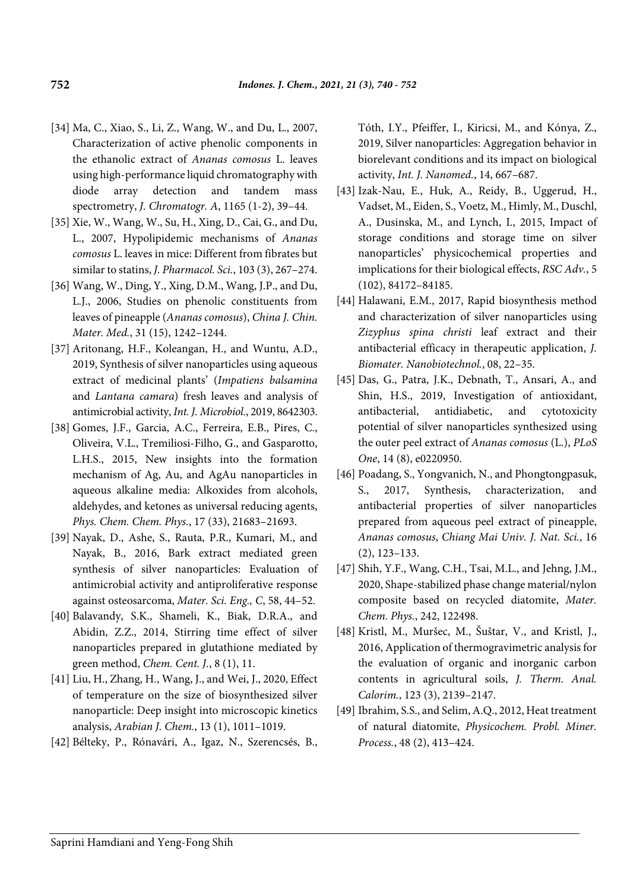[34] Ma, C., Xiao, S., Li, Z., Wang, W., and Du, L., 2007, Characterization of active phenolic components in the ethanolic extract of *Ananas comosus* L. leaves using high-performance liquid chromatography with diode array detection and tandem mass spectrometry, *J. Chromatogr. A*, 1165 (1-2), 39–44.

[35] Xie, W., Wang, W., Su, H., Xing, D., Cai, G., and Du, L., 2007, Hypolipidemic mechanisms of *Ananas comosus* L. leaves in mice: Different from fibrates but similar to statins, *J. Pharmacol. Sci.*, 103 (3), 267–274.

[36] Wang, W., Ding, Y., Xing, D.M., Wang, J.P., and Du, L.J., 2006, Studies on phenolic constituents from leaves of pineapple (*Ananas comosus*), *China J. Chin. Mater. Med.*, 31 (15), 1242–1244.

[37] Aritonang, H.F., Koleangan, H., and Wuntu, A.D., 2019, Synthesis of silver nanoparticles using aqueous extract of medicinal plants' (*Impatiens balsamina* and *Lantana camara*) fresh leaves and analysis of antimicrobial activity, *Int. J. Microbiol.*, 2019, 8642303.

[38] Gomes, J.F., Garcia, A.C., Ferreira, E.B., Pires, C., Oliveira, V.L., Tremiliosi-Filho, G., and Gasparotto, L.H.S., 2015, New insights into the formation mechanism of Ag, Au, and AgAu nanoparticles in aqueous alkaline media: Alkoxides from alcohols, aldehydes, and ketones as universal reducing agents, *Phys. Chem. Chem. Phys.*, 17 (33), 21683–21693.

[39] Nayak, D., Ashe, S., Rauta, P.R., Kumari, M., and Nayak, B., 2016, Bark extract mediated green synthesis of silver nanoparticles: Evaluation of antimicrobial activity and antiproliferative response against osteosarcoma, *Mater. Sci. Eng., C*, 58, 44–52.

[40] Balavandy, S.K., Shameli, K., Biak, D.R.A., and Abidin, Z.Z., 2014, Stirring time effect of silver nanoparticles prepared in glutathione mediated by green method, *Chem. Cent. J.*, 8 (1), 11.

[41] Liu, H., Zhang, H., Wang, J., and Wei, J., 2020, Effect of temperature on the size of biosynthesized silver nanoparticle: Deep insight into microscopic kinetics analysis, *Arabian J. Chem.*, 13 (1), 1011–1019.

[42] Bélteky, P., Rónavári, A., Igaz, N., Szerencsés, B., Tóth, I.Y., Pfeiffer, I., Kiricsi, M., and Kónya, Z., 2019, Silver nanoparticles: Aggregation behavior in biorelevant conditions and its impact on biological activity, *Int. J. Nanomed.*, 14, 667–687.

[43] Izak-Nau, E., Huk, A., Reidy, B., Uggerud, H., Vadset, M., Eiden, S., Voetz, M., Himly, M., Duschl, A., Dusinska, M., and Lynch, I., 2015, Impact of storage conditions and storage time on silver nanoparticles' physicochemical properties and implications for their biological effects, *RSC Adv.*, 5 (102), 84172–84185.

[44] Halawani, E.M., 2017, Rapid biosynthesis method and characterization of silver nanoparticles using *Zizyphus spina christi* leaf extract and their antibacterial efficacy in therapeutic application, *J. Biomater. Nanobiotechnol.*, 08, 22–35.

[45] Das, G., Patra, J.K., Debnath, T., Ansari, A., and Shin, H.S., 2019, Investigation of antioxidant, antibacterial, antidiabetic, and cytotoxicity potential of silver nanoparticles synthesized using the outer peel extract of *Ananas comosus* (L.), *PLoS One*, 14 (8), e0220950.

[46] Poadang, S., Yongvanich, N., and Phongtongpasuk, S., 2017, Synthesis, characterization, and antibacterial properties of silver nanoparticles prepared from aqueous peel extract of pineapple, *Ananas comosus*, *Chiang Mai Univ. J. Nat. Sci.*, 16 (2), 123–133.

[47] Shih, Y.F., Wang, C.H., Tsai, M.L., and Jehng, J.M., 2020, Shape-stabilized phase change material/nylon composite based on recycled diatomite, *Mater. Chem. Phys.*, 242, 122498.

[48] Kristl, M., Muršec, M., Šuštar, V., and Kristl, J., 2016, Application of thermogravimetric analysis for the evaluation of organic and inorganic carbon contents in agricultural soils, *J. Therm. Anal. Calorim.*, 123 (3), 2139–2147.

[49] Ibrahim, S.S., and Selim, A.Q., 2012, Heat treatment of natural diatomite, *Physicochem. Probl. Miner. Process.*, 48 (2), 413–424.